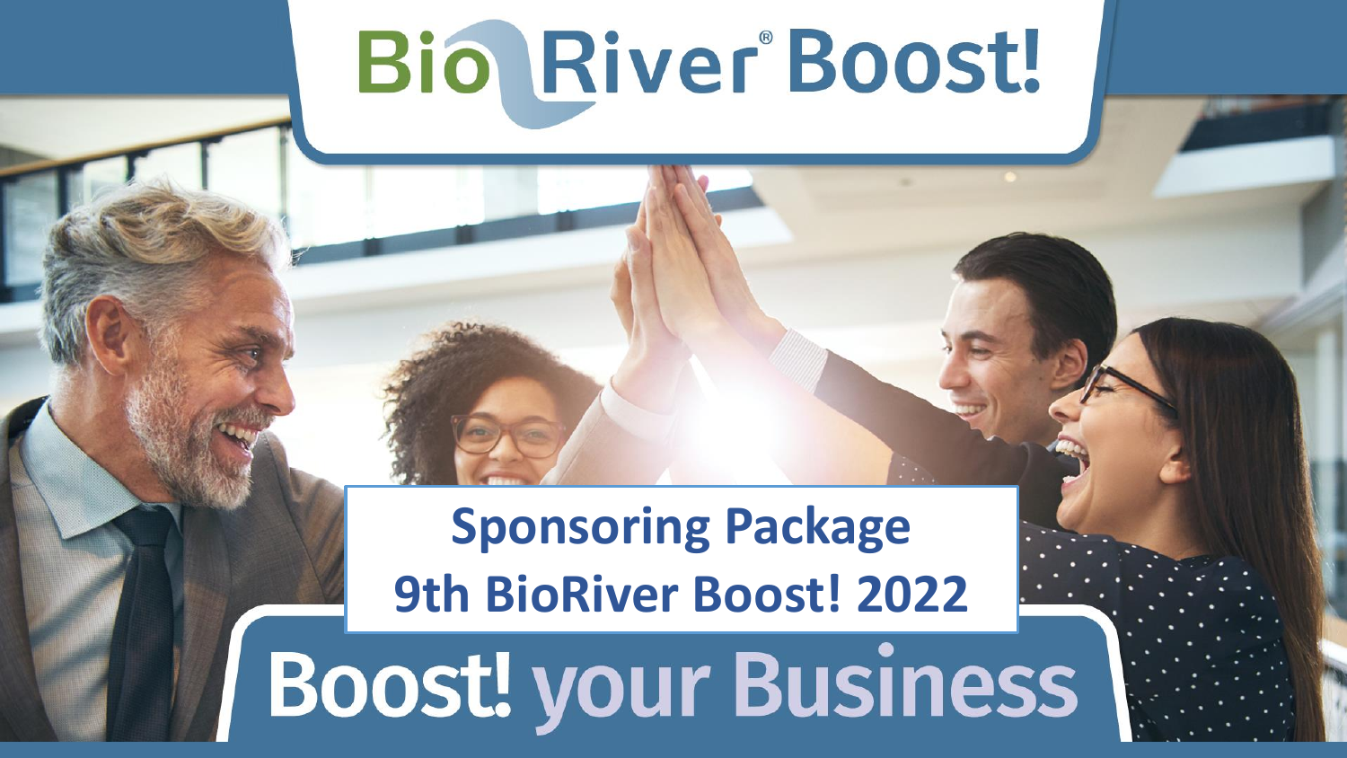# BioRiver® Boost!

## Sponsoring Package
## 9th BioRiver Boost! 2022

# Boost! your Business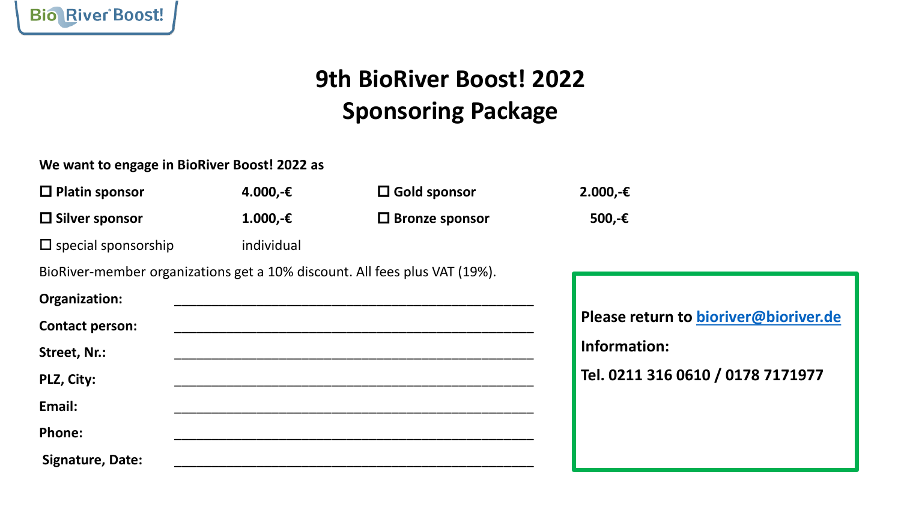# 9th BioRiver Boost! 2022
# Sponsoring Package

**We want to engage in BioRiver Boost! 2022 as**

| | | | |
|---|---|---|---|
| ☐ **Platin sponsor** | **4.000,-€** | ☐ **Gold sponsor** | **2.000,-€** |
| ☐ **Silver sponsor** | **1.000,-€** | ☐ **Bronze sponsor** | **500,-€** |
| ☐ special sponsorship | individual | | |

BioRiver-member organizations get a 10% discount. All fees plus VAT (19%).

**Organization:** ________________________________________________

**Contact person:** ________________________________________________

**Street, Nr.:** ________________________________________________

**PLZ, City:** ________________________________________________

**Email:** ________________________________________________

**Phone:** ________________________________________________

**Signature, Date:** ________________________________________________

**Please return to [bioriver@bioriver.de](mailto:bioriver@bioriver.de)**

**Information:**

**Tel. 0211 316 0610 / 0178 7171977**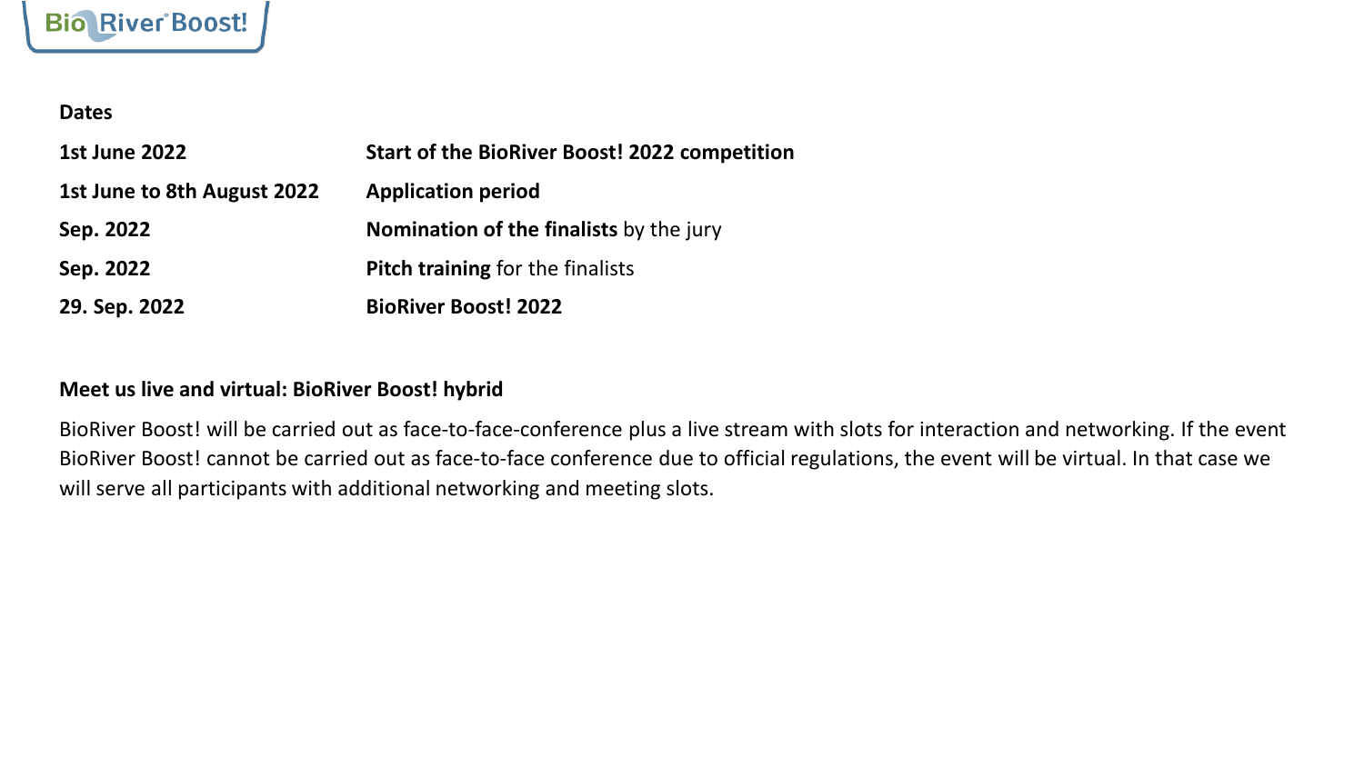## Dates

| | |
|---|---|
| **1st June 2022** | **Start of the BioRiver Boost! 2022 competition** |
| **1st June to 8th August 2022** | **Application period** |
| **Sep. 2022** | **Nomination of the finalists** by the jury |
| **Sep. 2022** | **Pitch training** for the finalists |
| **29. Sep. 2022** | **BioRiver Boost! 2022** |

## Meet us live and virtual: BioRiver Boost! hybrid

BioRiver Boost! will be carried out as face-to-face-conference plus a live stream with slots for interaction and networking. If the event BioRiver Boost! cannot be carried out as face-to-face conference due to official regulations, the event will be virtual. In that case we will serve all participants with additional networking and meeting slots.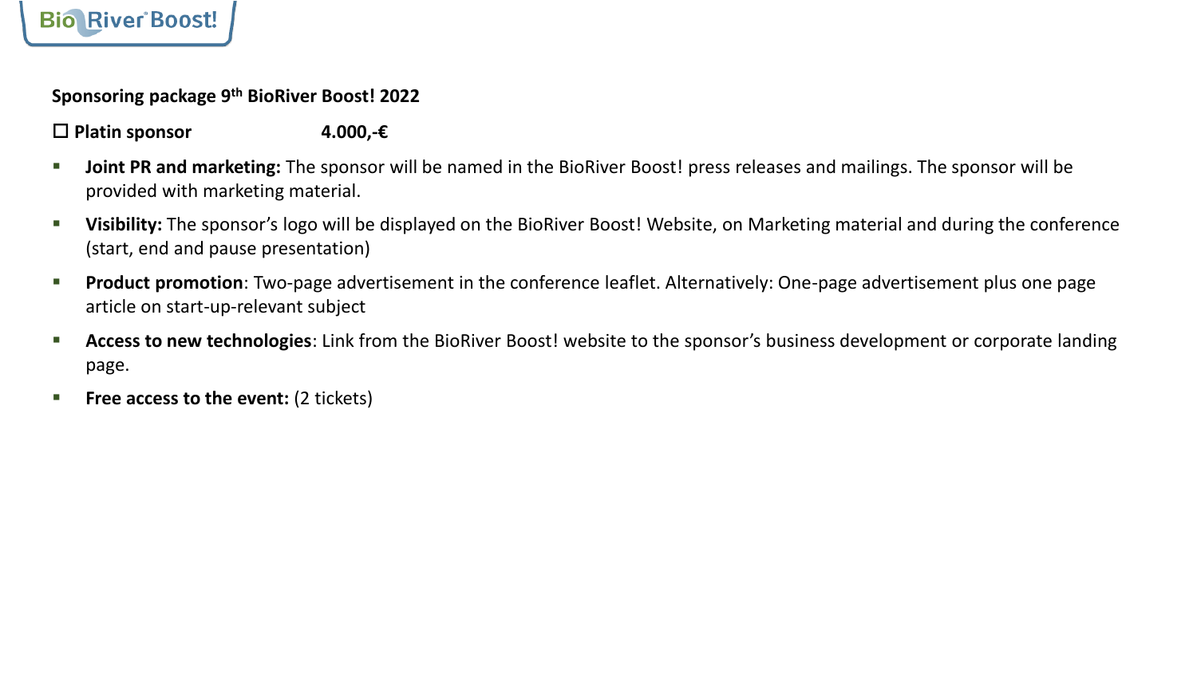**Sponsoring package 9th BioRiver Boost! 2022**

☐ **Platin sponsor** **4.000,-€**

- **Joint PR and marketing:** The sponsor will be named in the BioRiver Boost! press releases and mailings. The sponsor will be provided with marketing material.
- **Visibility:** The sponsor's logo will be displayed on the BioRiver Boost! Website, on Marketing material and during the conference (start, end and pause presentation)
- **Product promotion**: Two-page advertisement in the conference leaflet. Alternatively: One-page advertisement plus one page article on start-up-relevant subject
- **Access to new technologies**: Link from the BioRiver Boost! website to the sponsor's business development or corporate landing page.
- **Free access to the event:** (2 tickets)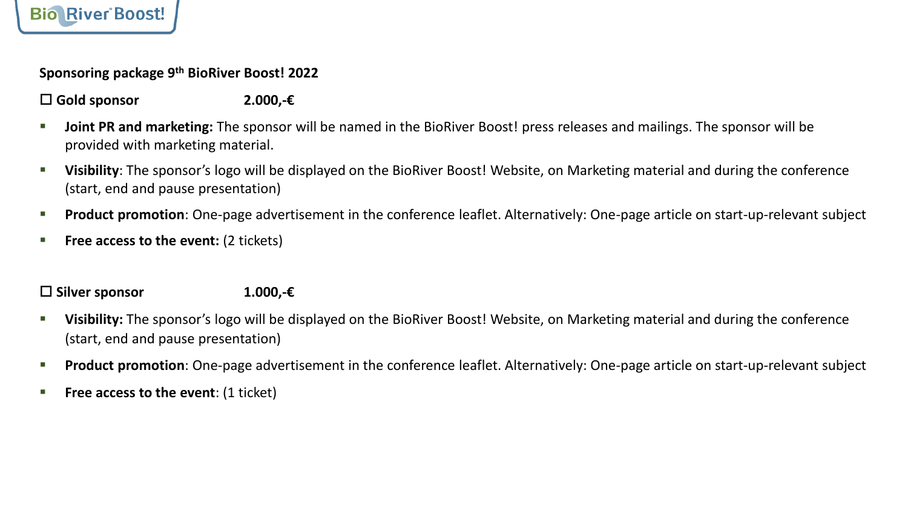**Sponsoring package 9th BioRiver Boost! 2022**

☐ **Gold sponsor** **2.000,-€**

- **Joint PR and marketing:** The sponsor will be named in the BioRiver Boost! press releases and mailings. The sponsor will be provided with marketing material.
- **Visibility**: The sponsor's logo will be displayed on the BioRiver Boost! Website, on Marketing material and during the conference (start, end and pause presentation)
- **Product promotion**: One-page advertisement in the conference leaflet. Alternatively: One-page article on start-up-relevant subject
- **Free access to the event:** (2 tickets)

☐ **Silver sponsor** **1.000,-€**

- **Visibility:** The sponsor's logo will be displayed on the BioRiver Boost! Website, on Marketing material and during the conference (start, end and pause presentation)
- **Product promotion**: One-page advertisement in the conference leaflet. Alternatively: One-page article on start-up-relevant subject
- **Free access to the event**: (1 ticket)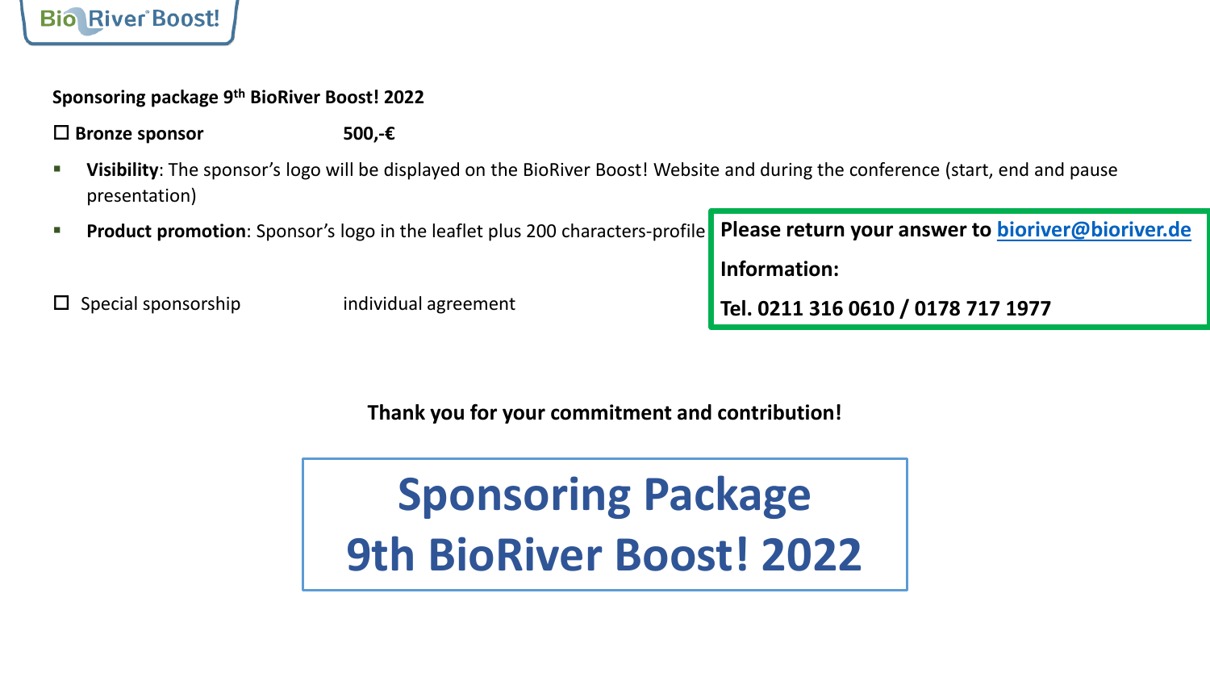**Sponsoring package 9th BioRiver Boost! 2022**

☐ **Bronze sponsor** 500,-€

- **Visibility**: The sponsor's logo will be displayed on the BioRiver Boost! Website and during the conference (start, end and pause presentation)
- **Product promotion**: Sponsor's logo in the leaflet plus 200 characters-profile

☐ Special sponsorship individual agreement

**Please return your answer to bioriver@bioriver.de**

**Information:**

**Tel. 0211 316 0610 / 0178 717 1977**

**Thank you for your commitment and contribution!**

# Sponsoring Package 9th BioRiver Boost! 2022